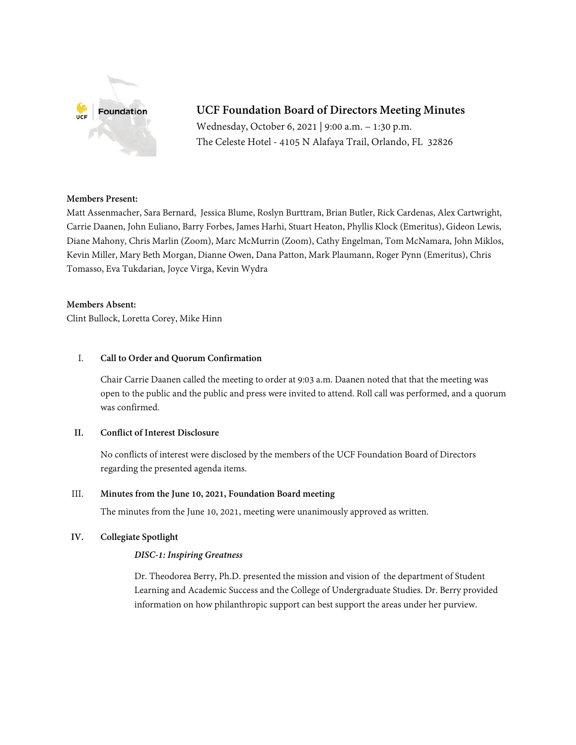# UCF Foundation Board of Directors Meeting Minutes

Wednesday, October 6, 2021 | 9:00 a.m. – 1:30 p.m.
The Celeste Hotel - 4105 N Alafaya Trail, Orlando, FL 32826

**Members Present:**
Matt Assenmacher, Sara Bernard, Jessica Blume, Roslyn Burttram, Brian Butler, Rick Cardenas, Alex Cartwright, Carrie Daanen, John Euliano, Barry Forbes, James Harhi, Stuart Heaton, Phyllis Klock (Emeritus), Gideon Lewis, Diane Mahony, Chris Marlin (Zoom), Marc McMurrin (Zoom), Cathy Engelman, Tom McNamara, John Miklos, Kevin Miller, Mary Beth Morgan, Dianne Owen, Dana Patton, Mark Plaumann, Roger Pynn (Emeritus), Chris Tomasso, Eva Tukdarian, Joyce Virga, Kevin Wydra

**Members Absent:**
Clint Bullock, Loretta Corey, Mike Hinn

I. **Call to Order and Quorum Confirmation**

Chair Carrie Daanen called the meeting to order at 9:03 a.m. Daanen noted that that the meeting was open to the public and the public and press were invited to attend. Roll call was performed, and a quorum was confirmed.

II. **Conflict of Interest Disclosure**

No conflicts of interest were disclosed by the members of the UCF Foundation Board of Directors regarding the presented agenda items.

III. **Minutes from the June 10, 2021, Foundation Board meeting**

The minutes from the June 10, 2021, meeting were unanimously approved as written.

IV. **Collegiate Spotlight**

***DISC-1: Inspiring Greatness***

Dr. Theodorea Berry, Ph.D. presented the mission and vision of the department of Student Learning and Academic Success and the College of Undergraduate Studies. Dr. Berry provided information on how philanthropic support can best support the areas under her purview.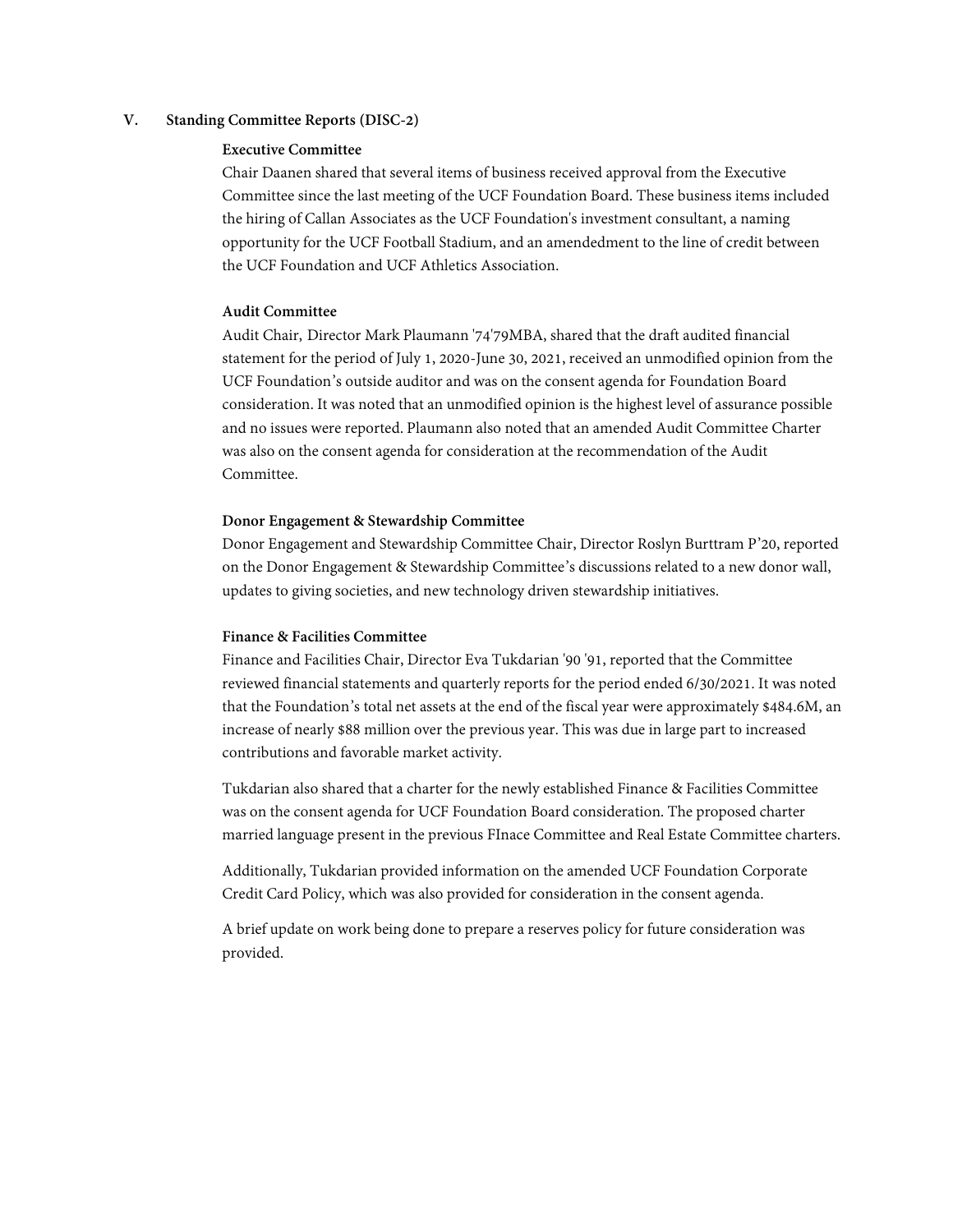## V. Standing Committee Reports (DISC-2)

### Executive Committee

Chair Daanen shared that several items of business received approval from the Executive Committee since the last meeting of the UCF Foundation Board. These business items included the hiring of Callan Associates as the UCF Foundation's investment consultant, a naming opportunity for the UCF Football Stadium, and an amendedment to the line of credit between the UCF Foundation and UCF Athletics Association.

### Audit Committee

Audit Chair, Director Mark Plaumann '74'79MBA, shared that the draft audited financial statement for the period of July 1, 2020-June 30, 2021, received an unmodified opinion from the UCF Foundation's outside auditor and was on the consent agenda for Foundation Board consideration. It was noted that an unmodified opinion is the highest level of assurance possible and no issues were reported. Plaumann also noted that an amended Audit Committee Charter was also on the consent agenda for consideration at the recommendation of the Audit Committee.

### Donor Engagement & Stewardship Committee

Donor Engagement and Stewardship Committee Chair, Director Roslyn Burttram P'20, reported on the Donor Engagement & Stewardship Committee's discussions related to a new donor wall, updates to giving societies, and new technology driven stewardship initiatives.

### Finance & Facilities Committee

Finance and Facilities Chair, Director Eva Tukdarian '90 '91, reported that the Committee reviewed financial statements and quarterly reports for the period ended 6/30/2021. It was noted that the Foundation's total net assets at the end of the fiscal year were approximately $484.6M, an increase of nearly $88 million over the previous year. This was due in large part to increased contributions and favorable market activity.

Tukdarian also shared that a charter for the newly established Finance & Facilities Committee was on the consent agenda for UCF Foundation Board consideration. The proposed charter married language present in the previous FInace Committee and Real Estate Committee charters.

Additionally, Tukdarian provided information on the amended UCF Foundation Corporate Credit Card Policy, which was also provided for consideration in the consent agenda.

A brief update on work being done to prepare a reserves policy for future consideration was provided.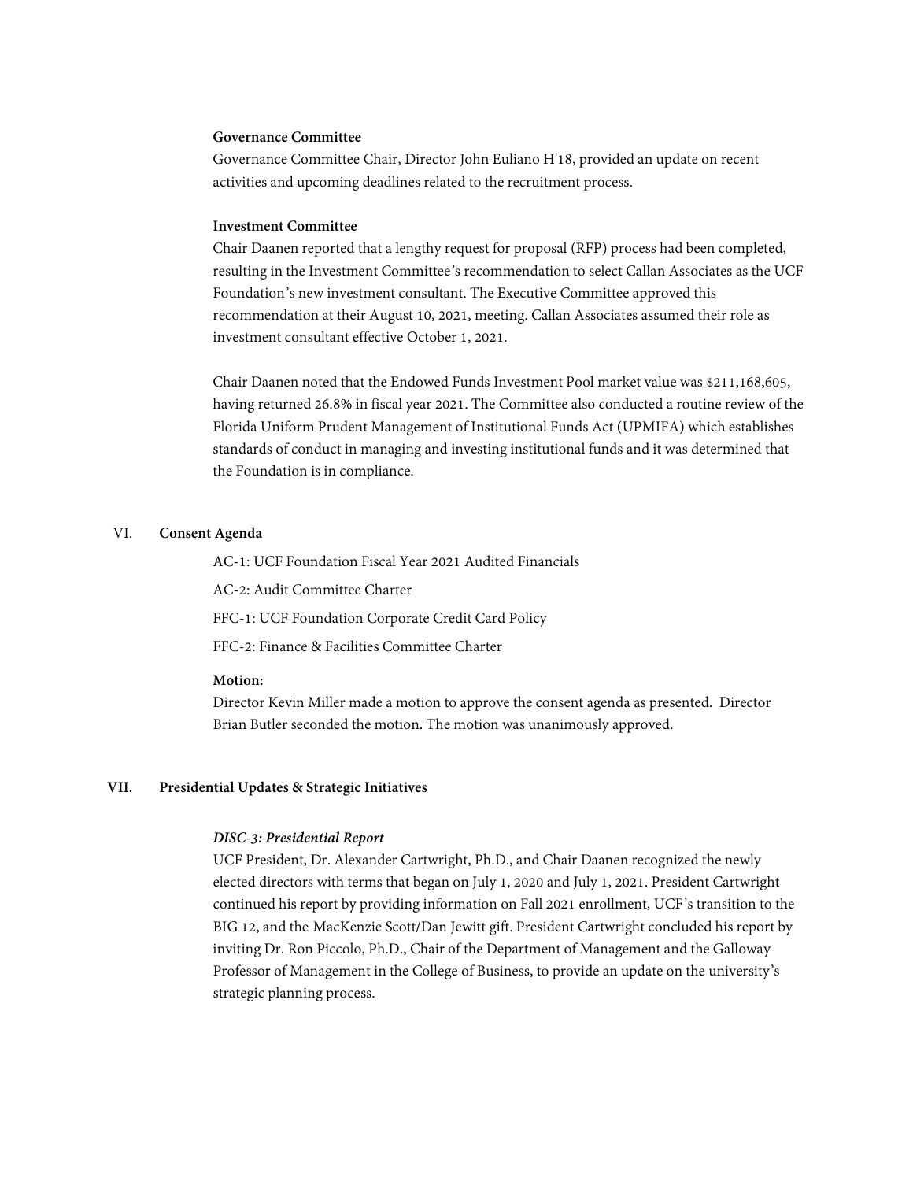**Governance Committee**

Governance Committee Chair, Director John Euliano H'18, provided an update on recent activities and upcoming deadlines related to the recruitment process.

**Investment Committee**

Chair Daanen reported that a lengthy request for proposal (RFP) process had been completed, resulting in the Investment Committee's recommendation to select Callan Associates as the UCF Foundation's new investment consultant. The Executive Committee approved this recommendation at their August 10, 2021, meeting. Callan Associates assumed their role as investment consultant effective October 1, 2021.

Chair Daanen noted that the Endowed Funds Investment Pool market value was $211,168,605, having returned 26.8% in fiscal year 2021. The Committee also conducted a routine review of the Florida Uniform Prudent Management of Institutional Funds Act (UPMIFA) which establishes standards of conduct in managing and investing institutional funds and it was determined that the Foundation is in compliance.

## VI. Consent Agenda

AC-1: UCF Foundation Fiscal Year 2021 Audited Financials

AC-2: Audit Committee Charter

FFC-1: UCF Foundation Corporate Credit Card Policy

FFC-2: Finance & Facilities Committee Charter

**Motion:**

Director Kevin Miller made a motion to approve the consent agenda as presented. Director Brian Butler seconded the motion. The motion was unanimously approved.

## VII. Presidential Updates & Strategic Initiatives

***DISC-3: Presidential Report***

UCF President, Dr. Alexander Cartwright, Ph.D., and Chair Daanen recognized the newly elected directors with terms that began on July 1, 2020 and July 1, 2021. President Cartwright continued his report by providing information on Fall 2021 enrollment, UCF's transition to the BIG 12, and the MacKenzie Scott/Dan Jewitt gift. President Cartwright concluded his report by inviting Dr. Ron Piccolo, Ph.D., Chair of the Department of Management and the Galloway Professor of Management in the College of Business, to provide an update on the university's strategic planning process.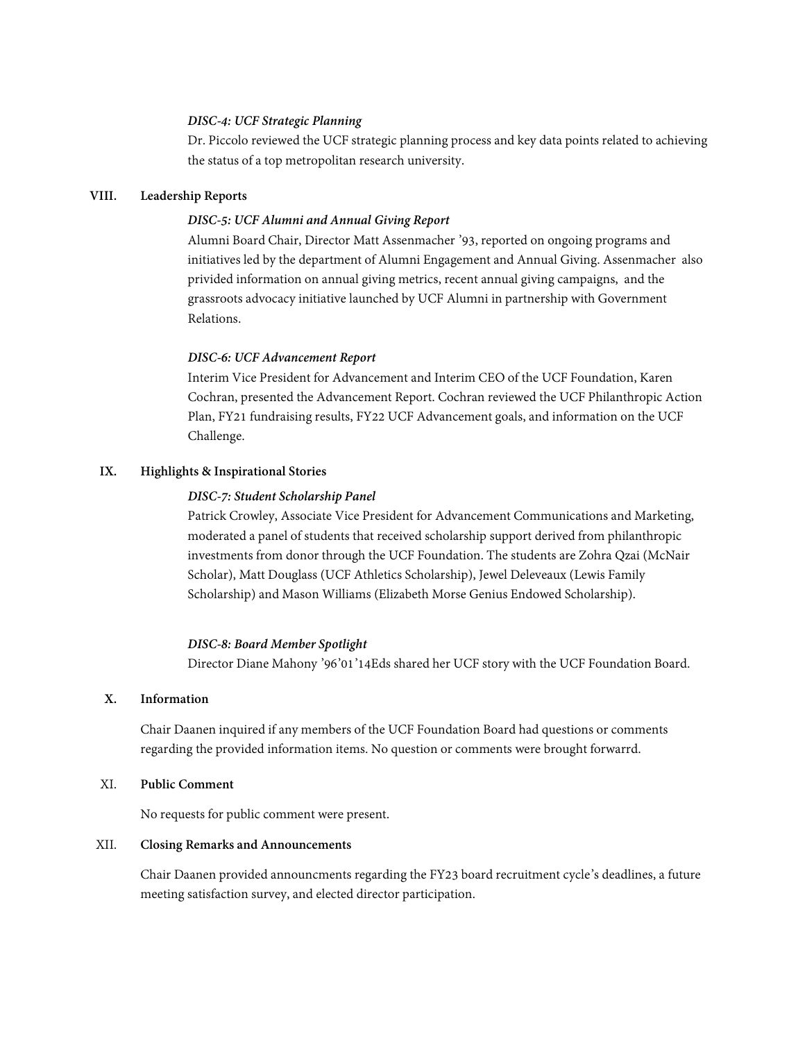*DISC-4: UCF Strategic Planning*

Dr. Piccolo reviewed the UCF strategic planning process and key data points related to achieving the status of a top metropolitan research university.

**VIII. Leadership Reports**

*DISC-5: UCF Alumni and Annual Giving Report*

Alumni Board Chair, Director Matt Assenmacher '93, reported on ongoing programs and initiatives led by the department of Alumni Engagement and Annual Giving. Assenmacher also privided information on annual giving metrics, recent annual giving campaigns, and the grassroots advocacy initiative launched by UCF Alumni in partnership with Government Relations.

*DISC-6: UCF Advancement Report*

Interim Vice President for Advancement and Interim CEO of the UCF Foundation, Karen Cochran, presented the Advancement Report. Cochran reviewed the UCF Philanthropic Action Plan, FY21 fundraising results, FY22 UCF Advancement goals, and information on the UCF Challenge.

**IX. Highlights & Inspirational Stories**

*DISC-7: Student Scholarship Panel*

Patrick Crowley, Associate Vice President for Advancement Communications and Marketing, moderated a panel of students that received scholarship support derived from philanthropic investments from donor through the UCF Foundation. The students are Zohra Qzai (McNair Scholar), Matt Douglass (UCF Athletics Scholarship), Jewel Deleveaux (Lewis Family Scholarship) and Mason Williams (Elizabeth Morse Genius Endowed Scholarship).

*DISC-8: Board Member Spotlight*

Director Diane Mahony '96'01'14Eds shared her UCF story with the UCF Foundation Board.

**X. Information**

Chair Daanen inquired if any members of the UCF Foundation Board had questions or comments regarding the provided information items. No question or comments were brought forwarrd.

**XI. Public Comment**

No requests for public comment were present.

**XII. Closing Remarks and Announcements**

Chair Daanen provided announcments regarding the FY23 board recruitment cycle's deadlines, a future meeting satisfaction survey, and elected director participation.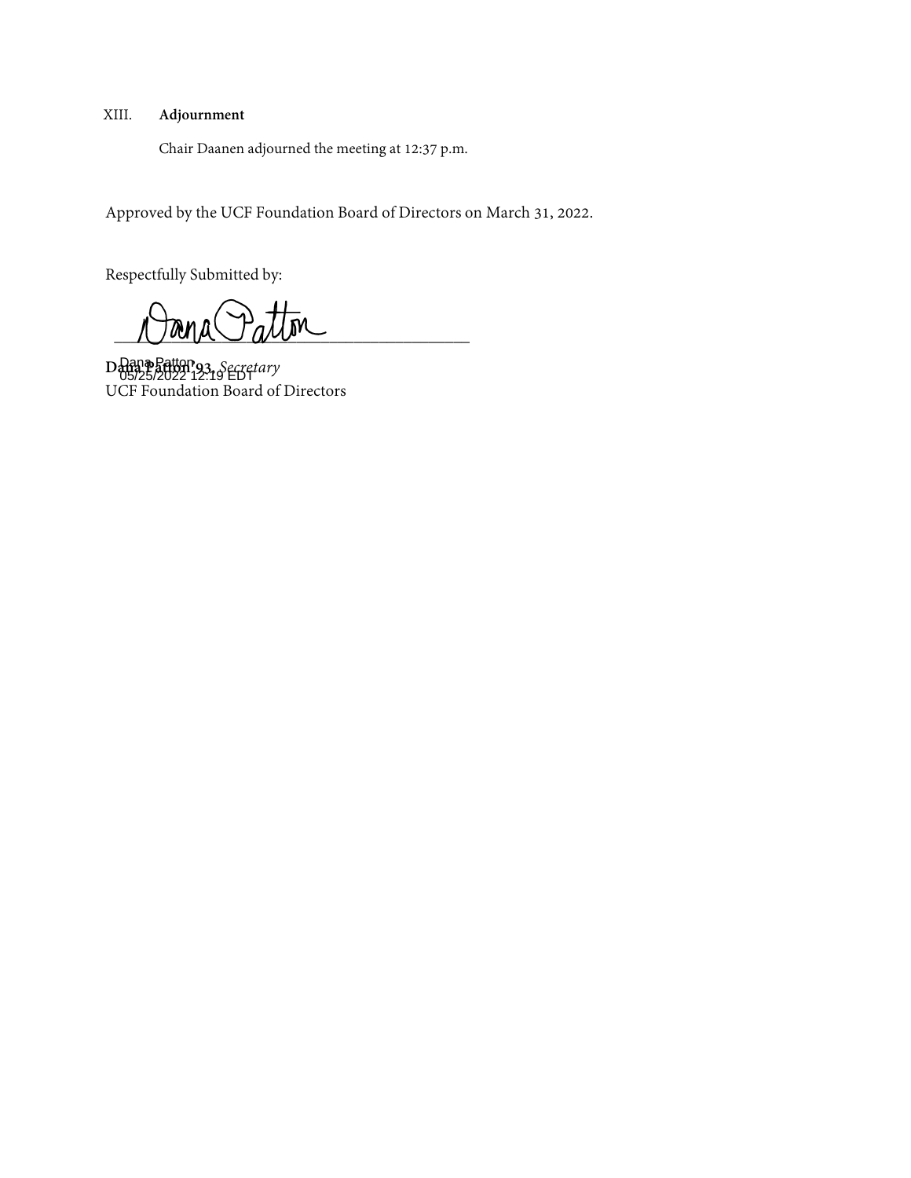XIII. **Adjournment**

Chair Daanen adjourned the meeting at 12:37 p.m.

Approved by the UCF Foundation Board of Directors on March 31, 2022.

Respectfully Submitted by:

Dana Patton
05/25/2022 12:19 EDT

**Dana Patton '93**, *Secretary*
UCF Foundation Board of Directors